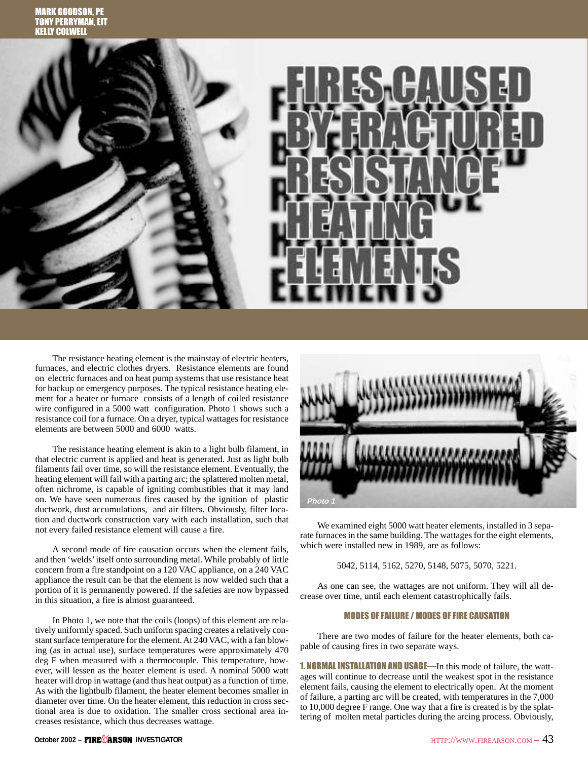MARK GOODSON, PE
TONY PERRYMAN, EIT
KELLY COLWELL

# FIRES CAUSED BY FRACTURED RESISTANCE HEATING ELEMENTS

The resistance heating element is the mainstay of electric heaters, furnaces, and electric clothes dryers. Resistance elements are found on electric furnaces and on heat pump systems that use resistance heat for backup or emergency purposes. The typical resistance heating element for a heater or furnace consists of a length of coiled resistance wire configured in a 5000 watt configuration. Photo 1 shows such a resistance coil for a furnace. On a dryer, typical wattages for resistance elements are between 5000 and 6000 watts.

The resistance heating element is akin to a light bulb filament, in that electric current is applied and heat is generated. Just as light bulb filaments fail over time, so will the resistance element. Eventually, the heating element will fail with a parting arc; the splattered molten metal, often nichrome, is capable of igniting combustibles that it may land on. We have seen numerous fires caused by the ignition of plastic ductwork, dust accumulations, and air filters. Obviously, filter location and ductwork construction vary with each installation, such that not every failed resistance element will cause a fire.

A second mode of fire causation occurs when the element fails, and then 'welds' itself onto surrounding metal. While probably of little concern from a fire standpoint on a 120 VAC appliance, on a 240 VAC appliance the result can be that the element is now welded such that a portion of it is permanently powered. If the safeties are now bypassed in this situation, a fire is almost guaranteed.

In Photo 1, we note that the coils (loops) of this element are relatively uniformly spaced. Such uniform spacing creates a relatively constant surface temperature for the element. At 240 VAC, with a fan blowing (as in actual use), surface temperatures were approximately 470 deg F when measured with a thermocouple. This temperature, however, will lessen as the heater element is used. A nominal 5000 watt heater will drop in wattage (and thus heat output) as a function of time. As with the lightbulb filament, the heater element becomes smaller in diameter over time. On the heater element, this reduction in cross sectional area is due to oxidation. The smaller cross sectional area increases resistance, which thus decreases wattage.

Photo 1

We examined eight 5000 watt heater elements, installed in 3 separate furnaces in the same building. The wattages for the eight elements, which were installed new in 1989, are as follows:

5042, 5114, 5162, 5270, 5148, 5075, 5070, 5221.

As one can see, the wattages are not uniform. They will all decrease over time, until each element catastrophically fails.

## MODES OF FAILURE / MODES OF FIRE CAUSATION

There are two modes of failure for the heater elements, both capable of causing fires in two separate ways.

**1. NORMAL INSTALLATION AND USAGE—**In this mode of failure, the wattages will continue to decrease until the weakest spot in the resistance element fails, causing the element to electrically open. At the moment of failure, a parting arc will be created, with temperatures in the 7,000 to 10,000 degree F range. One way that a fire is created is by the splattering of molten metal particles during the arcing process. Obviously,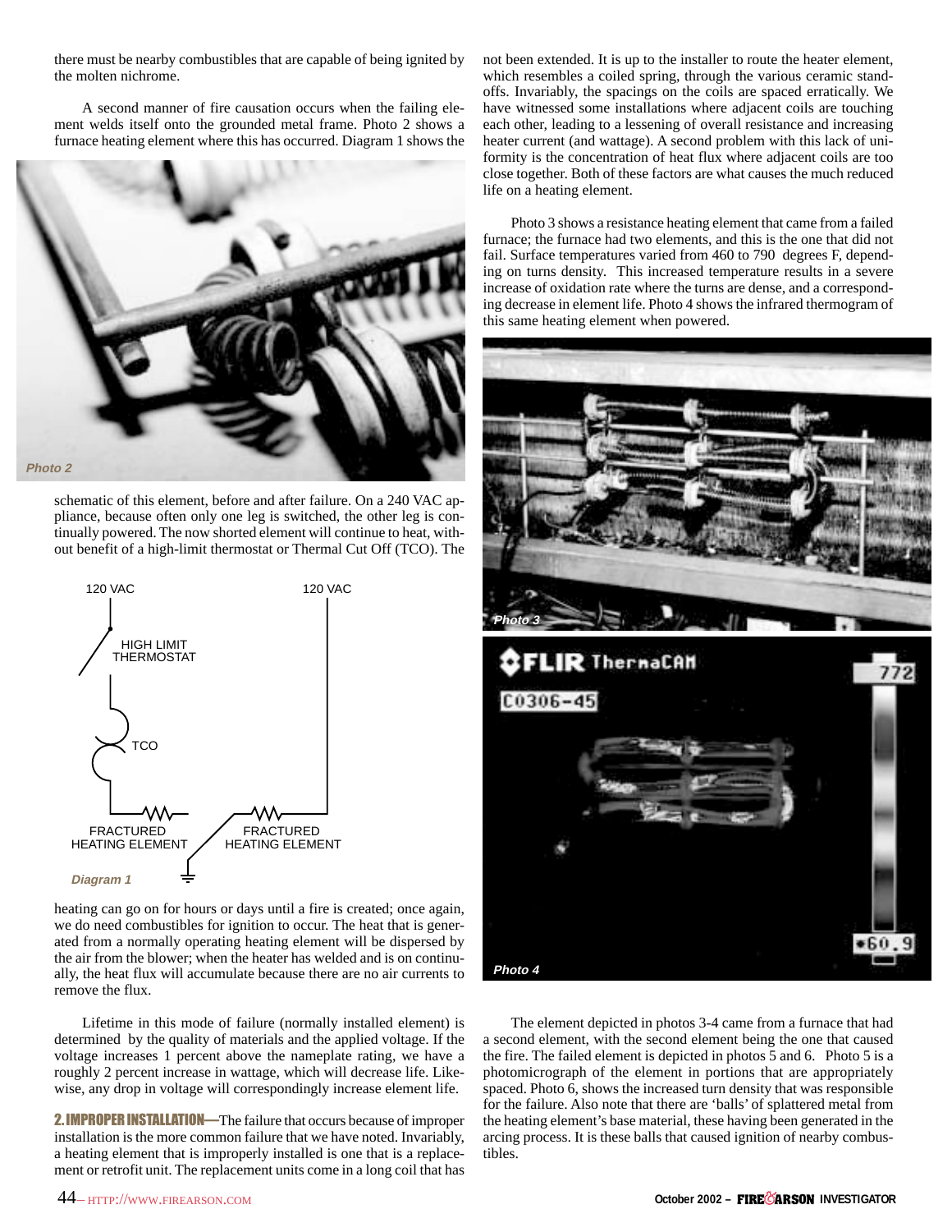there must be nearby combustibles that are capable of being ignited by the molten nichrome.

A second manner of fire causation occurs when the failing element welds itself onto the grounded metal frame. Photo 2 shows a furnace heating element where this has occurred. Diagram 1 shows the schematic of this element, before and after failure. On a 240 VAC appliance, because often only one leg is switched, the other leg is continually powered. The now shorted element will continue to heat, without benefit of a high-limit thermostat or Thermal Cut Off (TCO). The heating can go on for hours or days until a fire is created; once again, we do need combustibles for ignition to occur. The heat that is generated from a normally operating heating element will be dispersed by the air from the blower; when the heater has welded and is on continually, the heat flux will accumulate because there are no air currents to remove the flux.

*Photo 2*

*Diagram 1*

Lifetime in this mode of failure (normally installed element) is determined by the quality of materials and the applied voltage. If the voltage increases 1 percent above the nameplate rating, we have a roughly 2 percent increase in wattage, which will decrease life. Likewise, any drop in voltage will correspondingly increase element life.

**2. IMPROPER INSTALLATION—**The failure that occurs because of improper installation is the more common failure that we have noted. Invariably, a heating element that is improperly installed is one that is a replacement or retrofit unit. The replacement units come in a long coil that has not been extended. It is up to the installer to route the heater element, which resembles a coiled spring, through the various ceramic standoffs. Invariably, the spacings on the coils are spaced erratically. We have witnessed some installations where adjacent coils are touching each other, leading to a lessening of overall resistance and increasing heater current (and wattage). A second problem with this lack of uniformity is the concentration of heat flux where adjacent coils are too close together. Both of these factors are what causes the much reduced life on a heating element.

Photo 3 shows a resistance heating element that came from a failed furnace; the furnace had two elements, and this is the one that did not fail. Surface temperatures varied from 460 to 790 degrees F, depending on turns density. This increased temperature results in a severe increase of oxidation rate where the turns are dense, and a corresponding decrease in element life. Photo 4 shows the infrared thermogram of this same heating element when powered.

*Photo 3*

*Photo 4*

The element depicted in photos 3-4 came from a furnace that had a second element, with the second element being the one that caused the fire. The failed element is depicted in photos 5 and 6. Photo 5 is a photomicrograph of the element in portions that are appropriately spaced. Photo 6, shows the increased turn density that was responsible for the failure. Also note that there are 'balls' of splattered metal from the heating element's base material, these having been generated in the arcing process. It is these balls that caused ignition of nearby combustibles.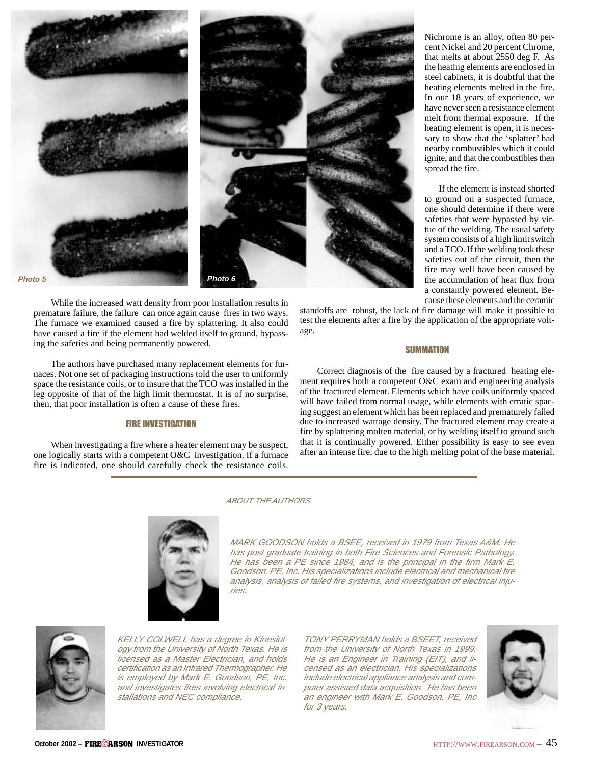Photo 5

Photo 6

While the increased watt density from poor installation results in premature failure, the failure can once again cause fires in two ways. The furnace we examined caused a fire by splattering. It also could have caused a fire if the element had welded itself to ground, bypassing the safeties and being permanently powered.

The authors have purchased many replacement elements for furnaces. Not one set of packaging instructions told the user to uniformly space the resistance coils, or to insure that the TCO was installed in the leg opposite of that of the high limit thermostat. It is of no surprise, then, that poor installation is often a cause of these fires.

### FIRE INVESTIGATION

When investigating a fire where a heater element may be suspect, one logically starts with a competent O&C investigation. If a furnace fire is indicated, one should carefully check the resistance coils. Nichrome is an alloy, often 80 percent Nickel and 20 percent Chrome, that melts at about 2550 deg F. As the heating elements are enclosed in steel cabinets, it is doubtful that the heating elements melted in the fire. In our 18 years of experience, we have never seen a resistance element melt from thermal exposure. If the heating element is open, it is necessary to show that the 'splatter' had nearby combustibles which it could ignite, and that the combustibles then spread the fire.

If the element is instead shorted to ground on a suspected furnace, one should determine if there were safeties that were bypassed by virtue of the welding. The usual safety system consists of a high limit switch and a TCO. If the welding took these safeties out of the circuit, then the fire may well have been caused by the accumulation of heat flux from a constantly powered element. Because these elements and the ceramic standoffs are robust, the lack of fire damage will make it possible to test the elements after a fire by the application of the appropriate voltage.

### SUMMATION

Correct diagnosis of the fire caused by a fractured heating element requires both a competent O&C exam and engineering analysis of the fractured element. Elements which have coils uniformly spaced will have failed from normal usage, while elements with erratic spacing suggest an element which has been replaced and prematurely failed due to increased wattage density. The fractured element may create a fire by splattering molten material, or by welding itself to ground such that it is continually powered. Either possibility is easy to see even after an intense fire, due to the high melting point of the base material.

*ABOUT THE AUTHORS*

*MARK GOODSON holds a BSEE, received in 1979 from Texas A&M. He has post graduate training in both Fire Sciences and Forensic Pathology. He has been a PE since 1984, and is the principal in the firm Mark E. Goodson, PE, Inc. His specializations include electrical and mechanical fire analysis, analysis of failed fire systems, and investigation of electrical injuries.*

*KELLY COLWELL has a degree in Kinesiology from the University of North Texas. He is licensed as a Master Electrician, and holds certification as an Infrared Thermographer. He is employed by Mark E. Goodson, PE, Inc. and investigates fires involving electrical installations and NEC compliance.*

*TONY PERRYMAN holds a BSEET, received from the University of North Texas in 1999. He is an Engineer in Training (EIT), and licensed as an electrician. His specializations include electrical appliance analysis and computer assisted data acquisition. He has been an engineer with Mark E. Goodson, PE, Inc for 3 years.*